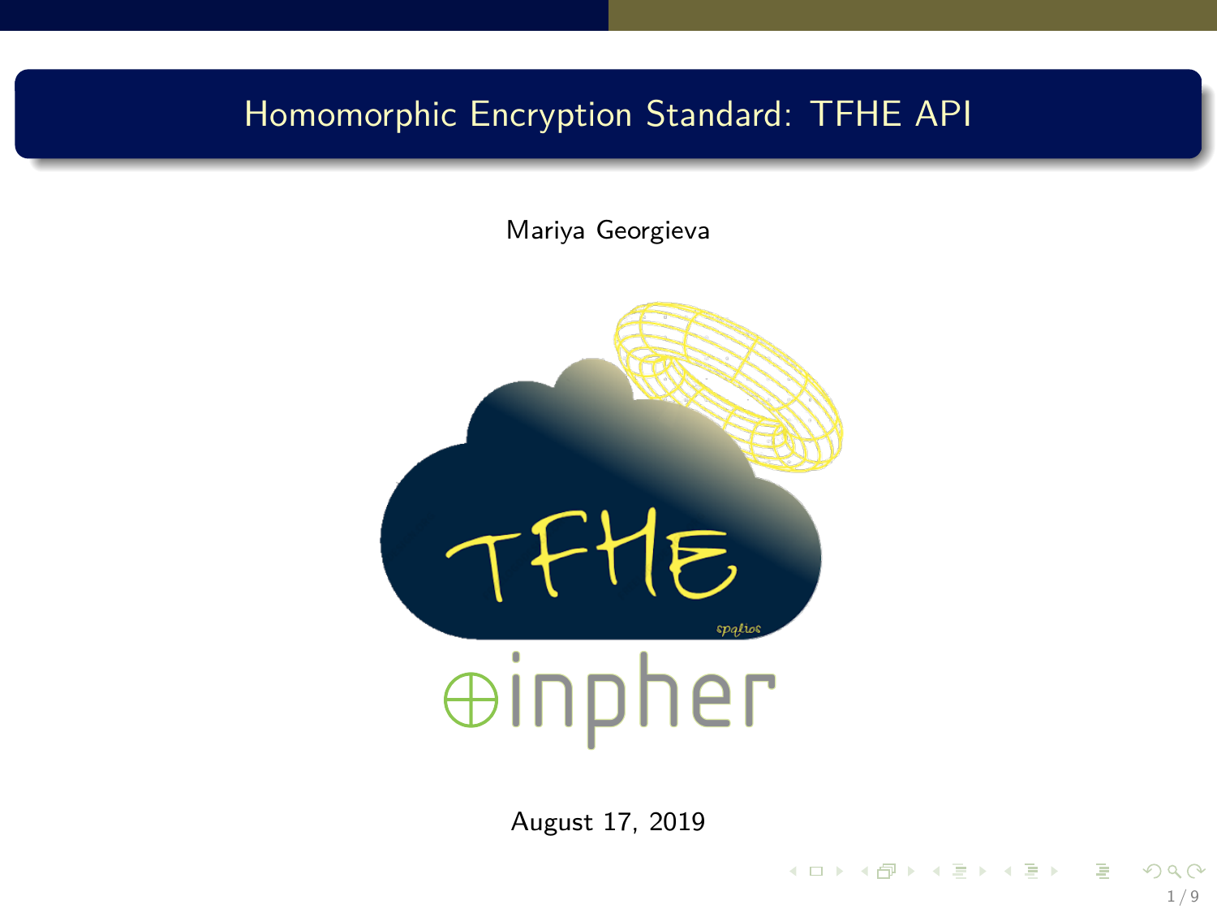# Homomorphic Encryption Standard: TFHE API

Mariya Georgieva

August 17, 2019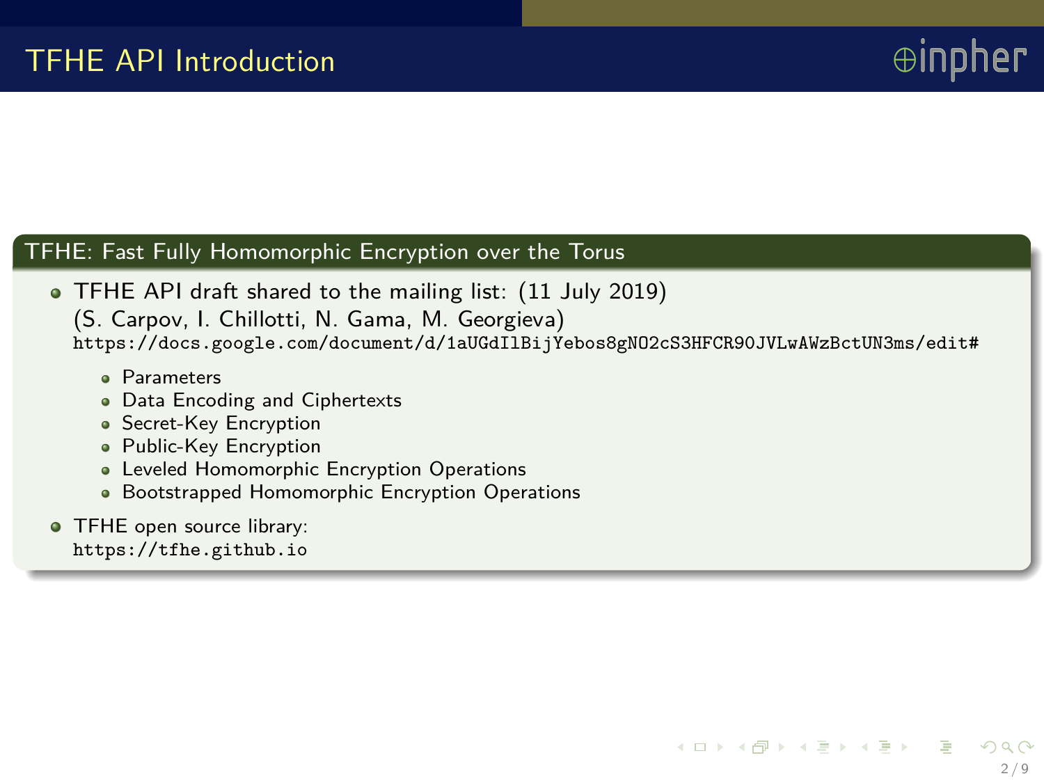# TFHE API Introduction

## TFHE: Fast Fully Homomorphic Encryption over the Torus

- TFHE API draft shared to the mailing list: (11 July 2019)
  (S. Carpov, I. Chillotti, N. Gama, M. Georgieva)
  `https://docs.google.com/document/d/1aUGdIlBijYebos8gNO2cS3HFCR90JVLwAWzBctUN3ms/edit#`
  - Parameters
  - Data Encoding and Ciphertexts
  - Secret-Key Encryption
  - Public-Key Encryption
  - Leveled Homomorphic Encryption Operations
  - Bootstrapped Homomorphic Encryption Operations
- TFHE open source library:
  `https://tfhe.github.io`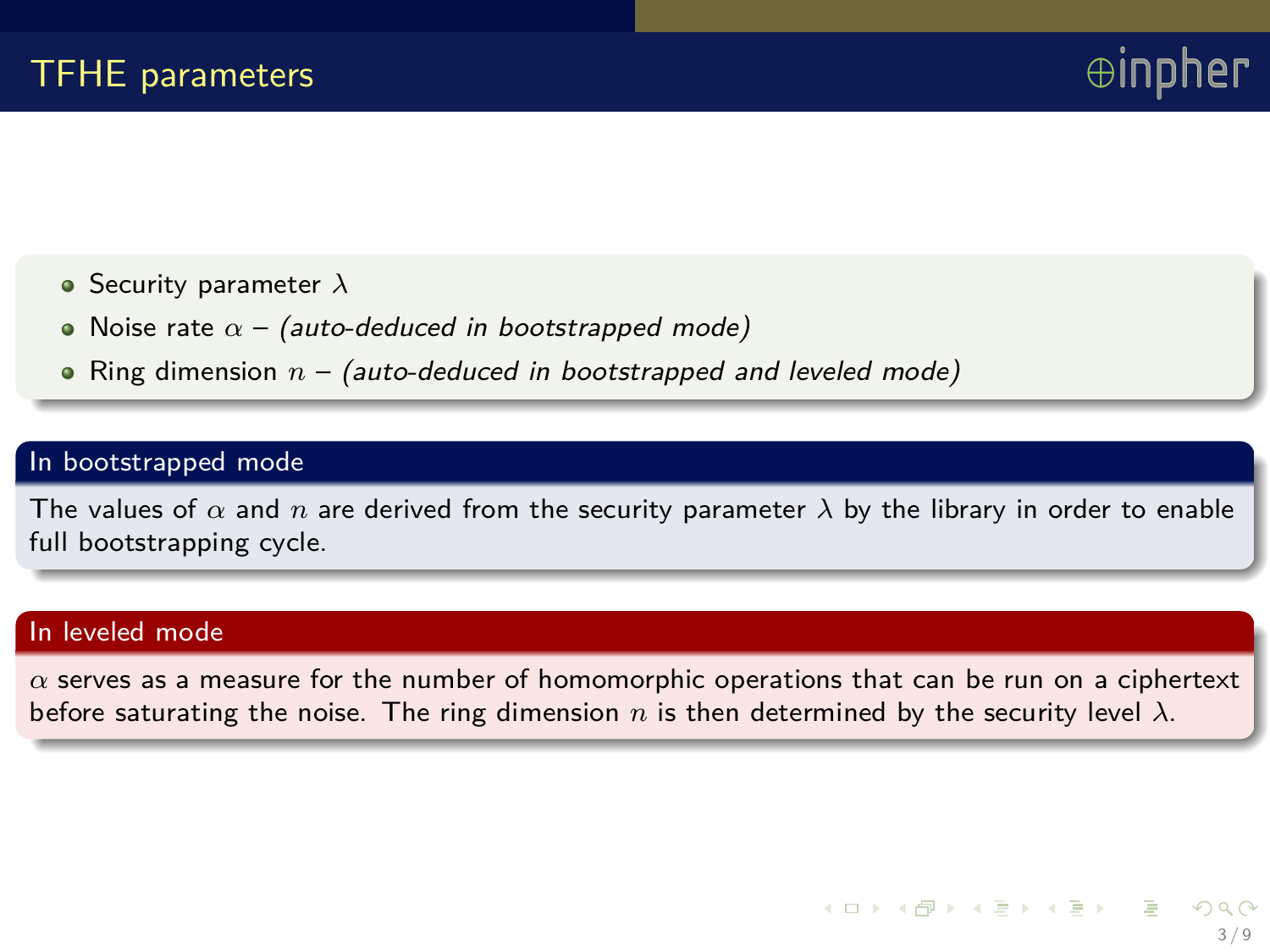## TFHE parameters

- Security parameter $\lambda$
- Noise rate $\alpha$ – *(auto-deduced in bootstrapped mode)*
- Ring dimension $n$ – *(auto-deduced in bootstrapped and leveled mode)*

**In bootstrapped mode**

The values of $\alpha$ and $n$ are derived from the security parameter $\lambda$ by the library in order to enable full bootstrapping cycle.

**In leveled mode**

$\alpha$ serves as a measure for the number of homomorphic operations that can be run on a ciphertext before saturating the noise. The ring dimension $n$ is then determined by the security level $\lambda$.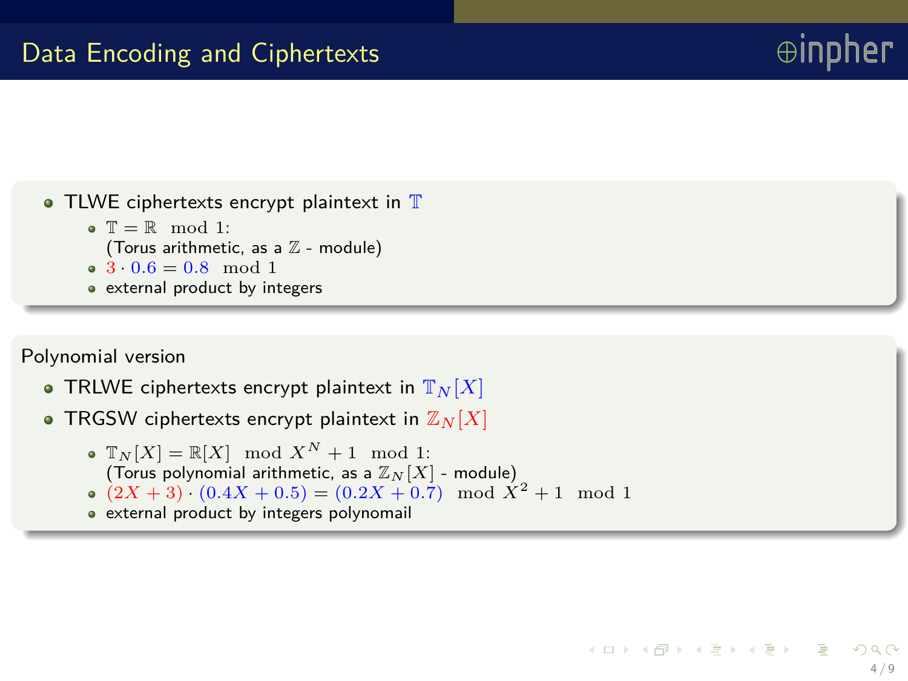# Data Encoding and Ciphertexts

- TLWE ciphertexts encrypt plaintext in $\mathbb{T}$
  - $\mathbb{T} = \mathbb{R} \mod 1$: (Torus arithmetic, as a $\mathbb{Z}$ - module)
  - $3 \cdot 0.6 = 0.8 \mod 1$
  - external product by integers

Polynomial version

- TRLWE ciphertexts encrypt plaintext in $\mathbb{T}_N[X]$
- TRGSW ciphertexts encrypt plaintext in $\mathbb{Z}_N[X]$
  - $\mathbb{T}_N[X] = \mathbb{R}[X] \mod X^N + 1 \mod 1$: (Torus polynomial arithmetic, as a $\mathbb{Z}_N[X]$ - module)
  - $(2X + 3) \cdot (0.4X + 0.5) = (0.2X + 0.7) \mod X^2 + 1 \mod 1$
  - external product by integers polynomail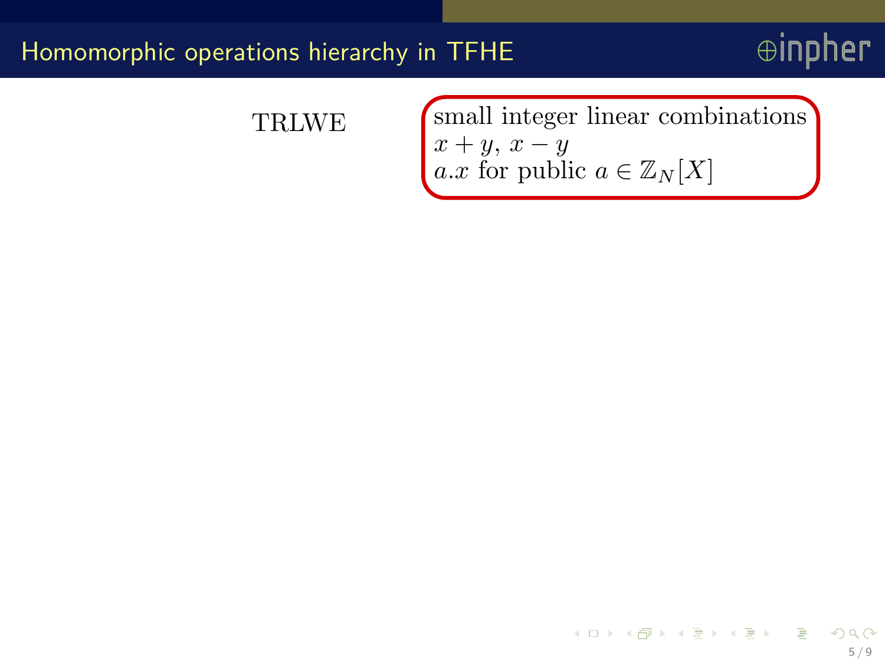# Homomorphic operations hierarchy in TFHE

TRLWE

small integer linear combinations
$x + y$, $x - y$
$a.x$ for public $a \in \mathbb{Z}_N[X]$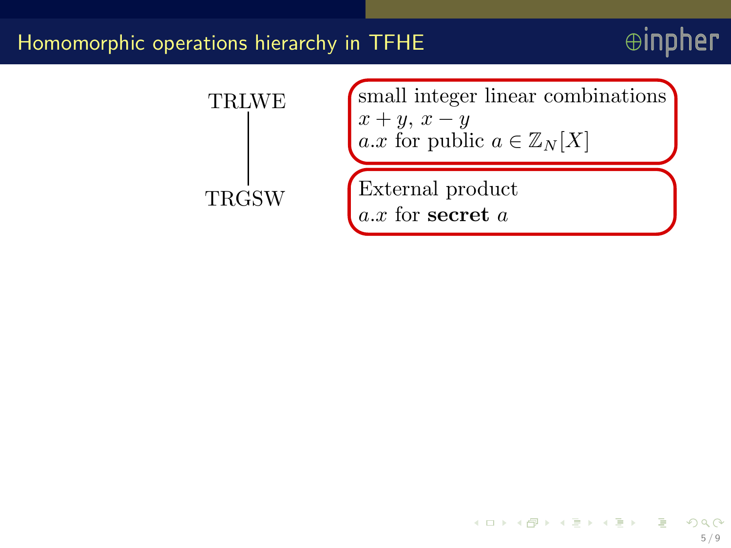# Homomorphic operations hierarchy in TFHE

TRLWE

TRGSW

small integer linear combinations
$x + y$, $x - y$
$a.x$ for public $a \in \mathbb{Z}_N[X]$

External product
$a.x$ for **secret** $a$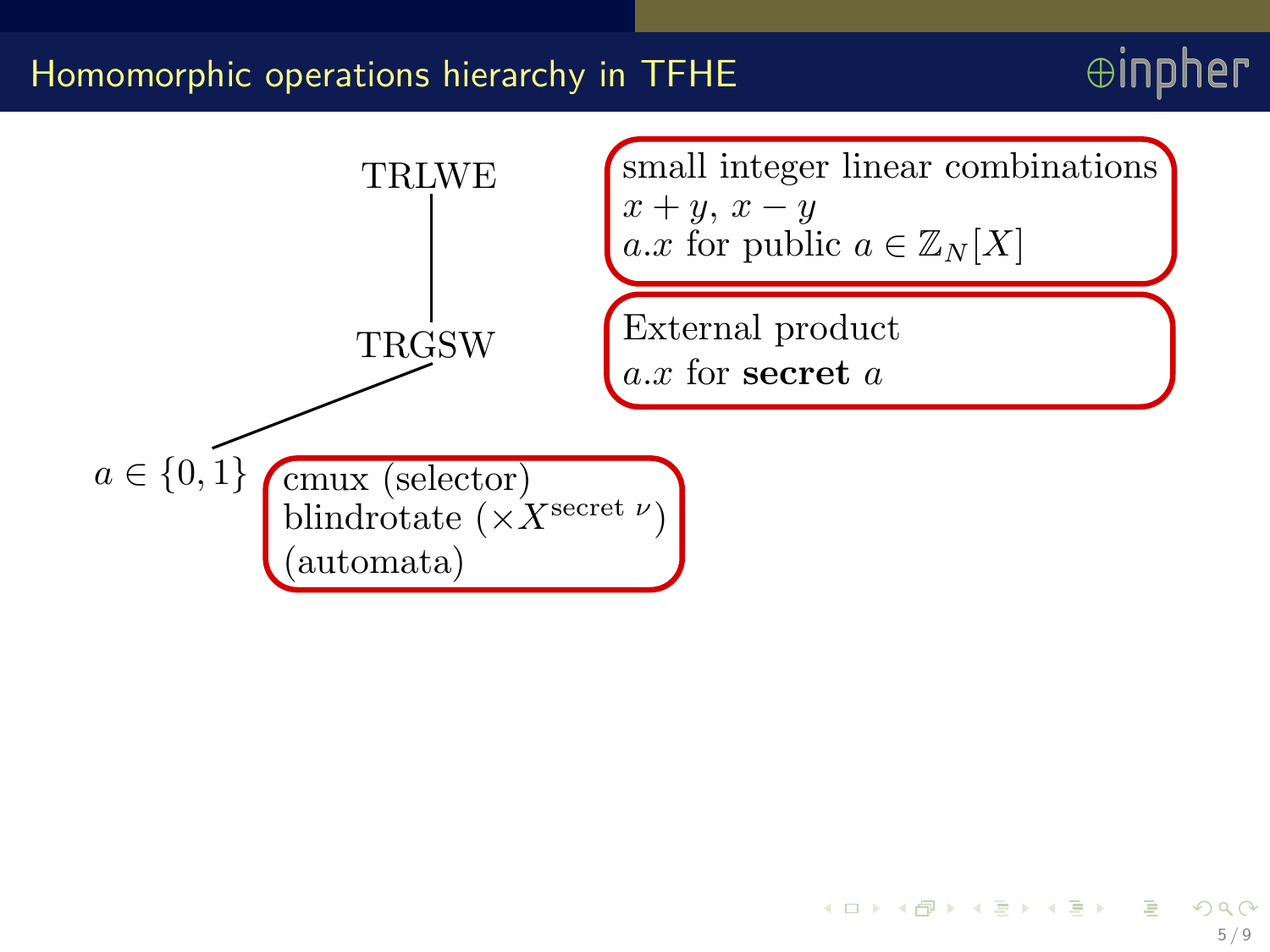# Homomorphic operations hierarchy in TFHE

TRLWE

- small integer linear combinations
- $x + y$, $x - y$
- $a.x$ for public $a \in \mathbb{Z}_N[X]$

TRGSW

- External product
- $a.x$ for **secret** $a$

$a \in \{0, 1\}$

- cmux (selector)
- blindrotate ($\times X^{\text{secret } \nu}$)
- (automata)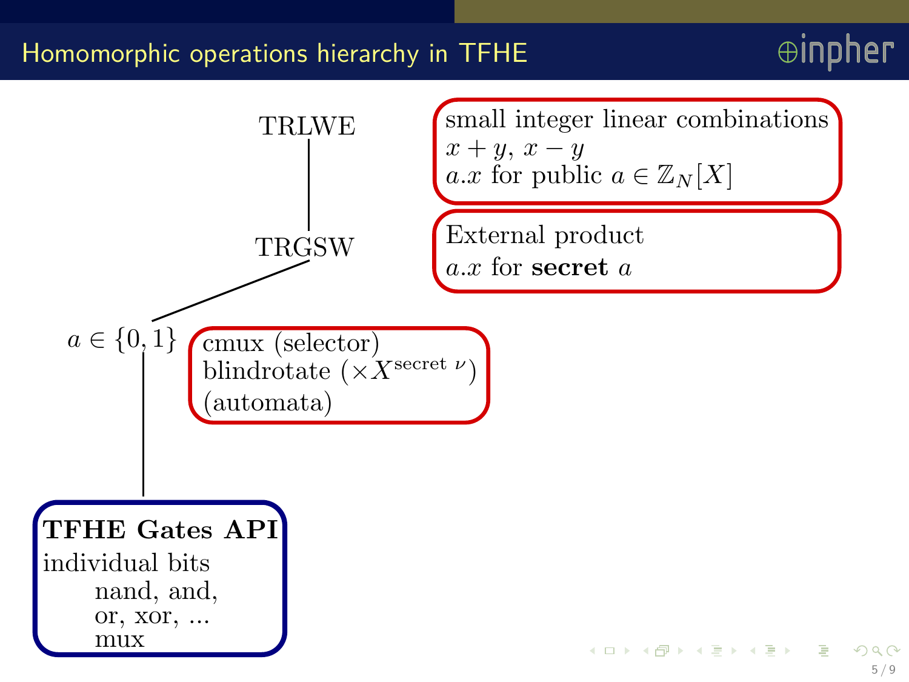# Homomorphic operations hierarchy in TFHE

TRLWE

small integer linear combinations
$x + y$, $x - y$
$a.x$ for public $a \in \mathbb{Z}_N[X]$

TRGSW

External product
$a.x$ for **secret** $a$

$a \in \{0, 1\}$

cmux (selector)
blindrotate ($\times X^{\text{secret } \nu}$)
(automata)

**TFHE Gates API**
individual bits
nand, and,
or, xor, ...
mux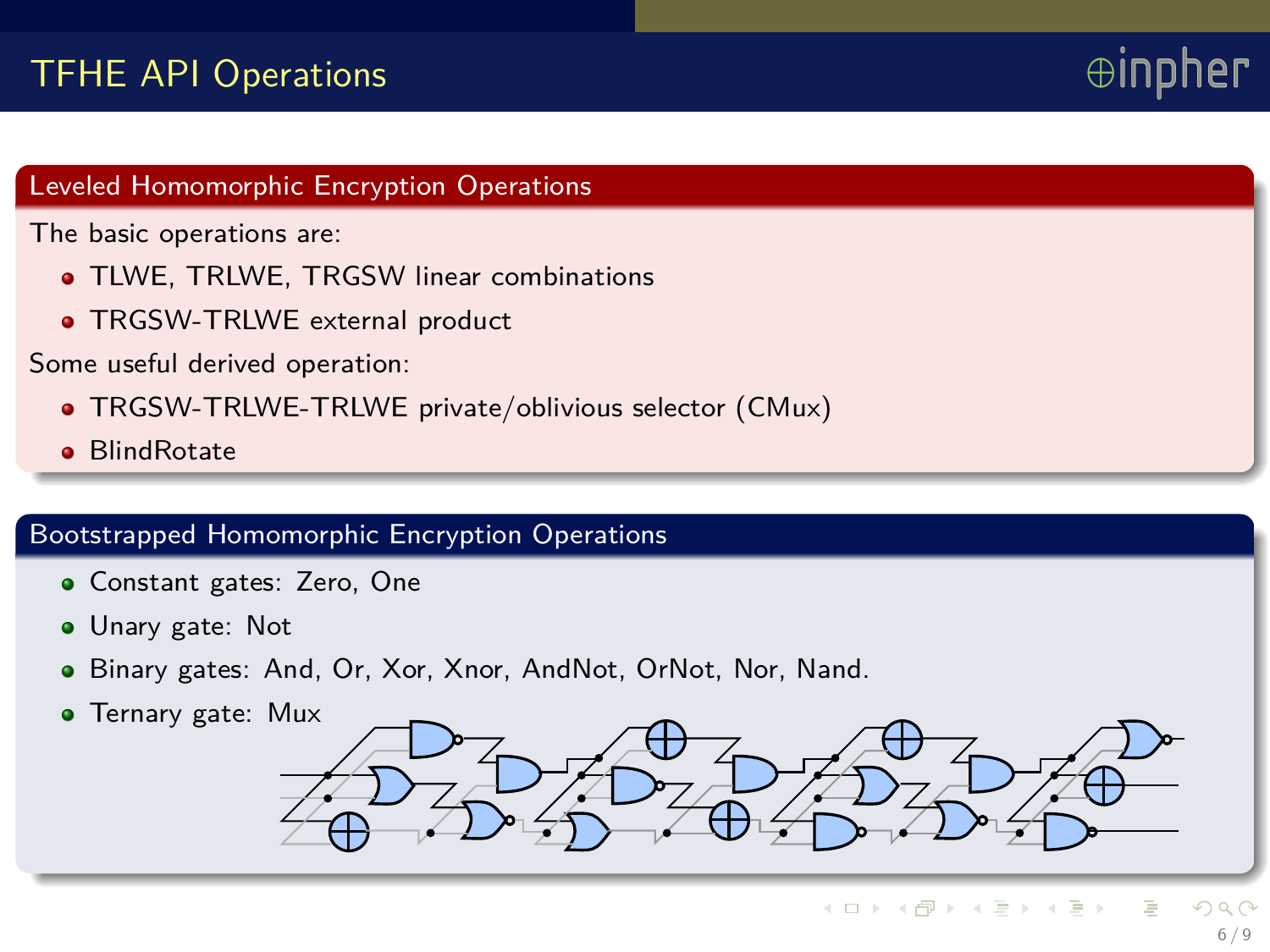# TFHE API Operations

## Leveled Homomorphic Encryption Operations

The basic operations are:

- TLWE, TRLWE, TRGSW linear combinations
- TRGSW-TRLWE external product

Some useful derived operation:

- TRGSW-TRLWE-TRLWE private/oblivious selector (CMux)
- BlindRotate

## Bootstrapped Homomorphic Encryption Operations

- Constant gates: Zero, One
- Unary gate: Not
- Binary gates: And, Or, Xor, Xnor, AndNot, OrNot, Nor, Nand.
- Ternary gate: Mux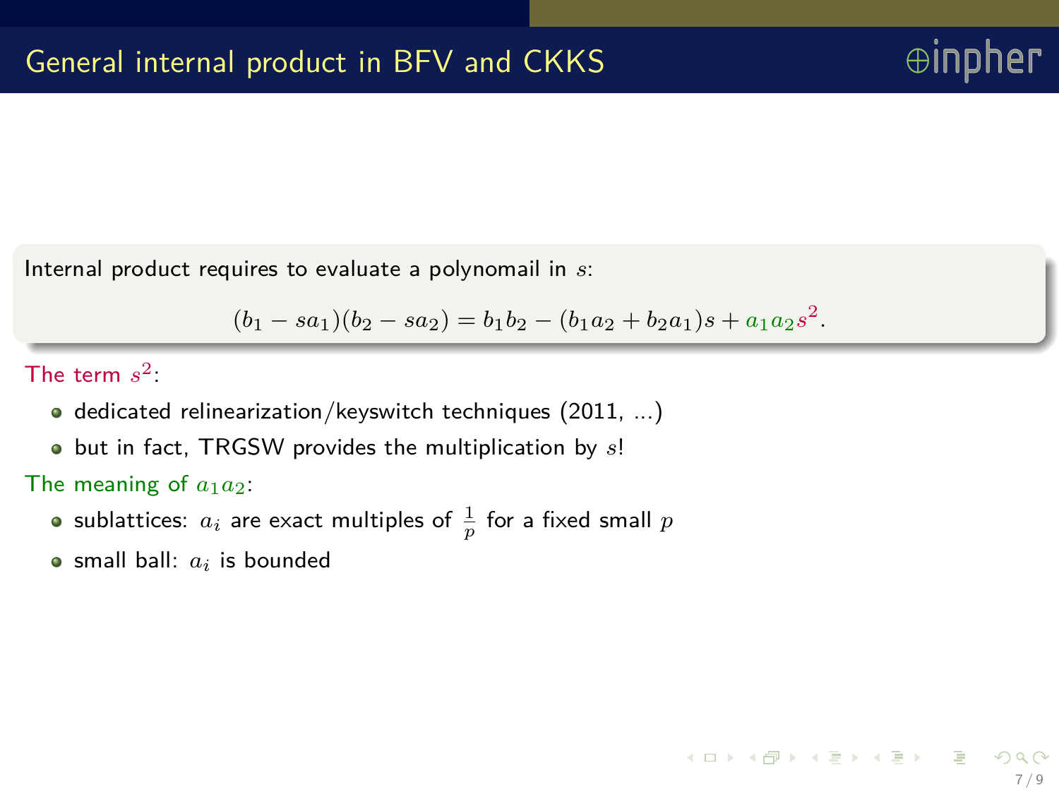# General internal product in BFV and CKKS

Internal product requires to evaluate a polynomail in $s$:

$$(b_1 - sa_1)(b_2 - sa_2) = b_1b_2 - (b_1a_2 + b_2a_1)s + a_1a_2s^2.$$

The term $s^2$:

- dedicated relinearization/keyswitch techniques (2011, ...)
- but in fact, TRGSW provides the multiplication by $s$!

The meaning of $a_1a_2$:

- sublattices: $a_i$ are exact multiples of $\frac{1}{p}$ for a fixed small $p$
- small ball: $a_i$ is bounded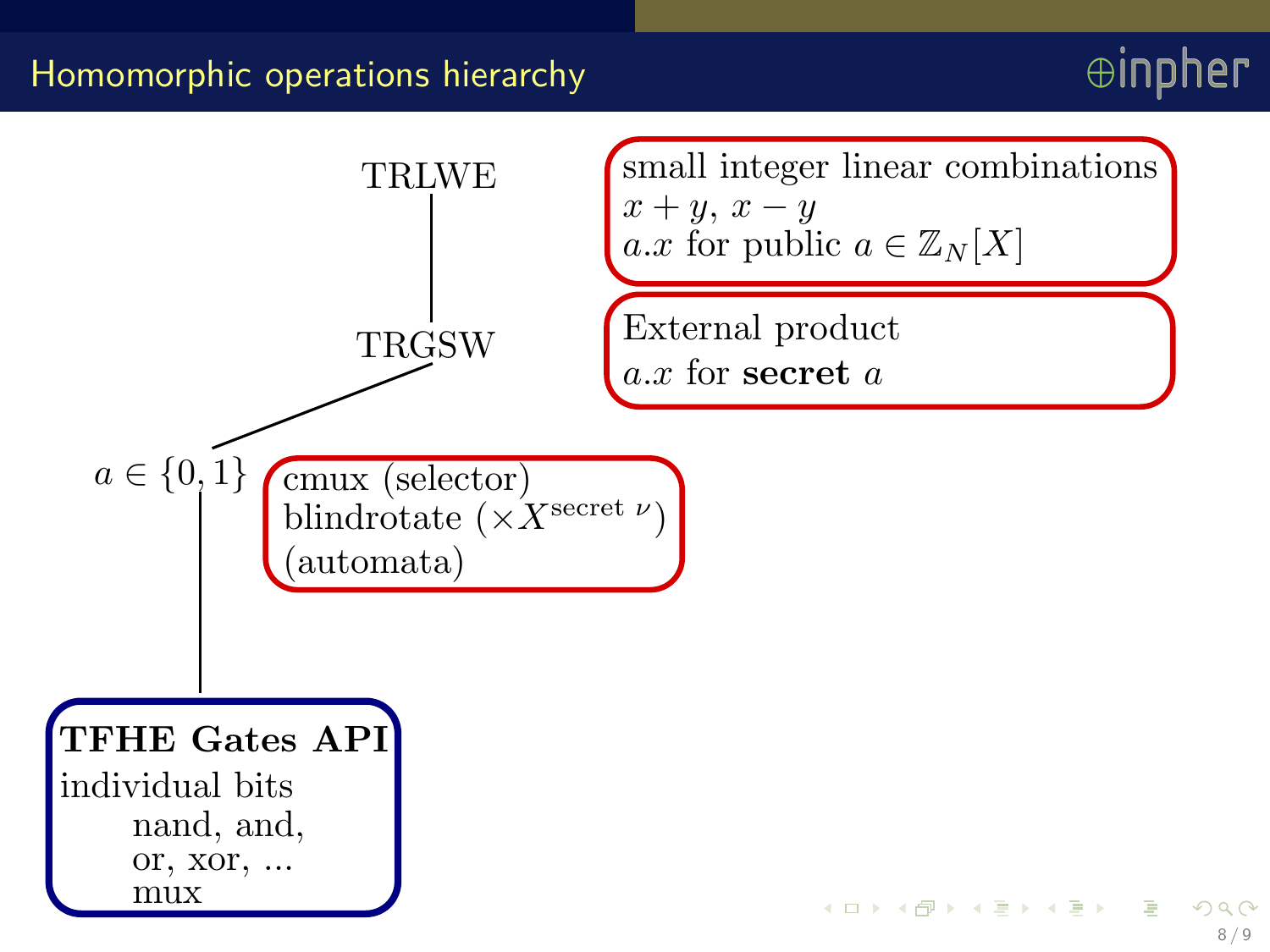## Homomorphic operations hierarchy

TRLWE

small integer linear combinations
$x + y$, $x - y$
$a.x$ for public $a \in \mathbb{Z}_N[X]$

TRGSW

External product
$a.x$ for **secret** $a$

$a \in \{0, 1\}$

cmux (selector)
blindrotate ($\times X^{\text{secret } \nu}$)
(automata)

**TFHE Gates API**
individual bits
- nand, and,
- or, xor, ...
- mux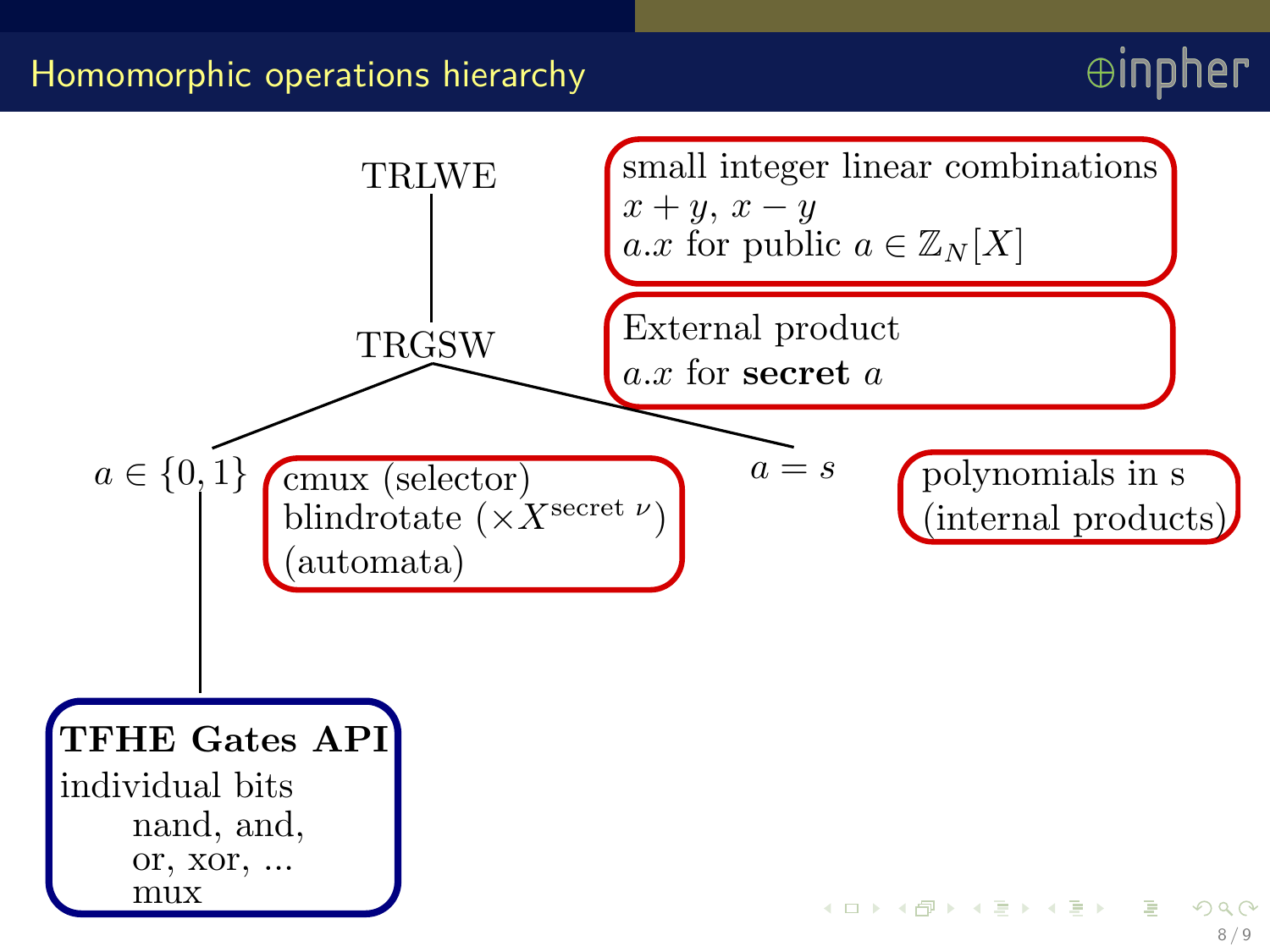# Homomorphic operations hierarchy

TRLWE

- small integer linear combinations
- $x + y$, $x - y$
- $a.x$ for public $a \in \mathbb{Z}_N[X]$

TRGSW

- External product
- $a.x$ for **secret** $a$

$a \in \{0, 1\}$

- cmux (selector)
- blindrotate ($\times X^{\text{secret } \nu}$)
- (automata)

$a = s$

- polynomials in s
- (internal products)

**TFHE Gates API**

individual bits

- nand, and,
- or, xor, ...
- mux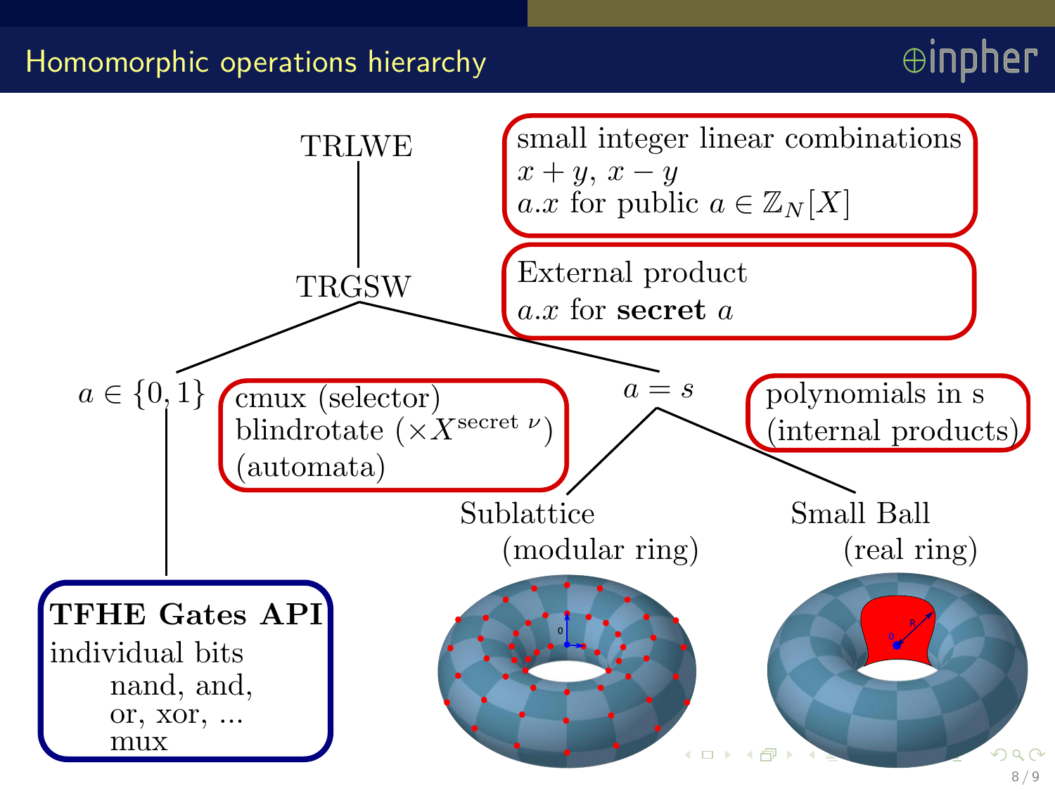## Homomorphic operations hierarchy

TRLWE

- small integer linear combinations
  $x+y$, $x-y$
  $a.x$ for public $a \in \mathbb{Z}_N[X]$

TRGSW

- External product
  $a.x$ for **secret** $a$

$a \in \{0,1\}$

- cmux (selector)
  blindrotate ($\times X^{\text{secret } \nu}$)
  (automata)

**TFHE Gates API**
individual bits
nand, and,
or, xor, ...
mux

$a = s$

- polynomials in s
  (internal products)

Sublattice
(modular ring)

Small Ball
(real ring)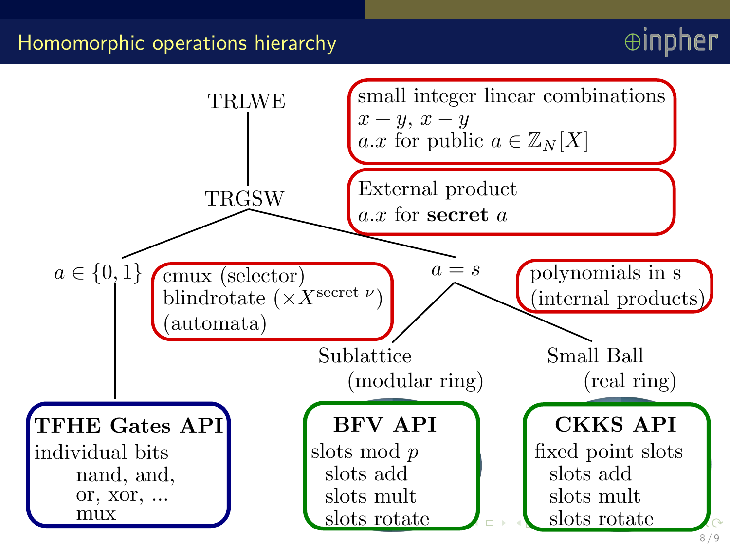## Homomorphic operations hierarchy

TRLWE

- small integer linear combinations
- $x + y$, $x - y$
- $a.x$ for public $a \in \mathbb{Z}_N[X]$

TRGSW

- External product
- $a.x$ for **secret** $a$

$a \in \{0, 1\}$

- cmux (selector)
- blindrotate ($\times X^{\text{secret } \nu}$)
- (automata)

$a = s$

- polynomials in s
- (internal products)

Sublattice (modular ring)

Small Ball (real ring)

**TFHE Gates API**
individual bits
- nand, and,
- or, xor, ...
- mux

**BFV API**
slots mod $p$
- slots add
- slots mult
- slots rotate

**CKKS API**
fixed point slots
- slots add
- slots mult
- slots rotate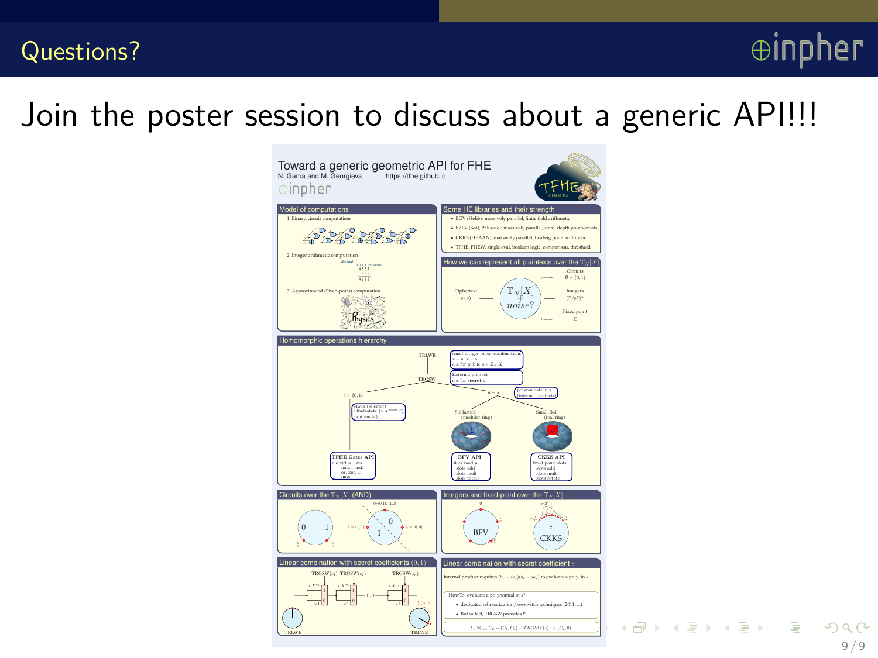# Questions?

Join the poster session to discuss about a generic API!!!

## Toward a generic geometric API for FHE

N. Gama and M. Georgieva https://tfhe.github.io

⊕inpher

### Model of computations

1 Binary, circuit computations

2 Integer arithmetic computation

3 Approximated (Fixed-point) computation

### Some HE libraries and their strength

- BGV (Helib): massively parallel, finite field arithmetic
- B/FV (Seal, Palisade): massively parallel, small depth polynomials
- CKKS (HEAAN): massively parallel, floating point arithmetic
- TFHE, FHEW: single eval, boolean logic, comparison, threshold

### How we can represent all plaintexts over the $\mathbb{T}_N[X]$

Ciphertext $(a, b)$ ⟶ $\mathbb{T}_N[X]$ + $noise?$ ⟵ Circuits $\mathcal{B} = (0, 1)$; Integers $(\mathbb{Z}/p\mathbb{Z})^n$; Fixed point $\mathbb{C}$

### Homomorphic operations hierarchy

TRLWE: small integer linear combinations $x + y$, $x - y$, $a.x$ for public $a \in \mathbb{Z}_N[X]$

TRGSW: External product $a.x$ for **secret** $a$

$a \in \{0, 1\}$: cmux (selector), blindrotate ($\times X^{\text{secret } s}$) (automata) → **TFHE Gates API**: individual bits, nand, and, or, xor, ..., mux

$a = s$: polynomials in $s$ (internal products)

- Sublattice (modular ring) → **BFV API**: slots mod $p$, slots add, slots mult, slots rotate
- Small Ball (real ring) → **CKKS API**: fixed point slots, slots add, slots mult, slots rotate

### Circuits over the $\mathbb{T}_N[X]$ (AND)

### Integers and fixed-point over the $\mathbb{T}_N[X]$

### Linear combination with secret coefficients $(0, 1)$

### Linear combination with secret coefficient $s$

Internal product requires $(b_1 - sa_1)(b_2 - sa_2)$ to evaluate a poly. in $s$.

HowTo: evaluate a polynomial in $s$?

- dedicated relinearization/keyswitch techniques (2011, ...)
- But in fact, TRGSW provides !!

$C_1 \boxtimes_{P,s} C_2 = (C_1.C_0) - TRGSW(s) \boxdot_{\alpha} (C_2, 0)$